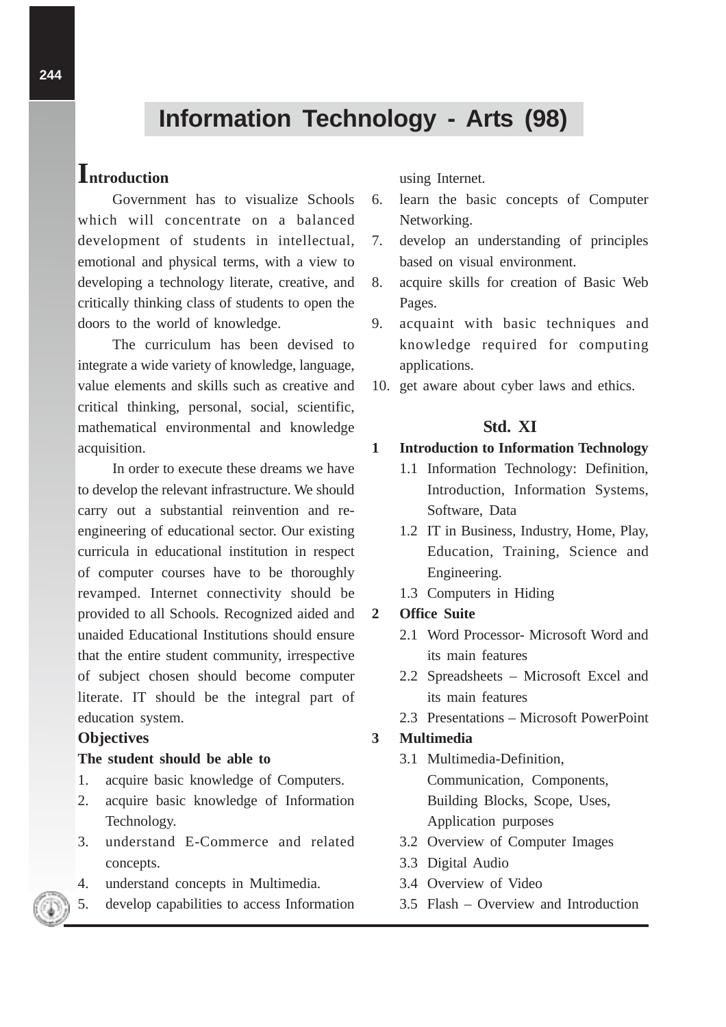# Information Technology - Arts (98)

## Introduction

Government has to visualize Schools which will concentrate on a balanced development of students in intellectual, emotional and physical terms, with a view to developing a technology literate, creative, and critically thinking class of students to open the doors to the world of knowledge.

The curriculum has been devised to integrate a wide variety of knowledge, language, value elements and skills such as creative and critical thinking, personal, social, scientific, mathematical environmental and knowledge acquisition.

In order to execute these dreams we have to develop the relevant infrastructure. We should carry out a substantial reinvention and re-engineering of educational sector. Our existing curricula in educational institution in respect of computer courses have to be thoroughly revamped. Internet connectivity should be provided to all Schools. Recognized aided and unaided Educational Institutions should ensure that the entire student community, irrespective of subject chosen should become computer literate. IT should be the integral part of education system.

### Objectives

**The student should be able to**

1. acquire basic knowledge of Computers.
2. acquire basic knowledge of Information Technology.
3. understand E-Commerce and related concepts.
4. understand concepts in Multimedia.
5. develop capabilities to access Information using Internet.
6. learn the basic concepts of Computer Networking.
7. develop an understanding of principles based on visual environment.
8. acquire skills for creation of Basic Web Pages.
9. acquaint with basic techniques and knowledge required for computing applications.
10. get aware about cyber laws and ethics.

### Std. XI

**1 Introduction to Information Technology**

1.1 Information Technology: Definition, Introduction, Information Systems, Software, Data

1.2 IT in Business, Industry, Home, Play, Education, Training, Science and Engineering.

1.3 Computers in Hiding

**2 Office Suite**

2.1 Word Processor- Microsoft Word and its main features

2.2 Spreadsheets – Microsoft Excel and its main features

2.3 Presentations – Microsoft PowerPoint

**3 Multimedia**

3.1 Multimedia-Definition, Communication, Components, Building Blocks, Scope, Uses, Application purposes

3.2 Overview of Computer Images

3.3 Digital Audio

3.4 Overview of Video

3.5 Flash – Overview and Introduction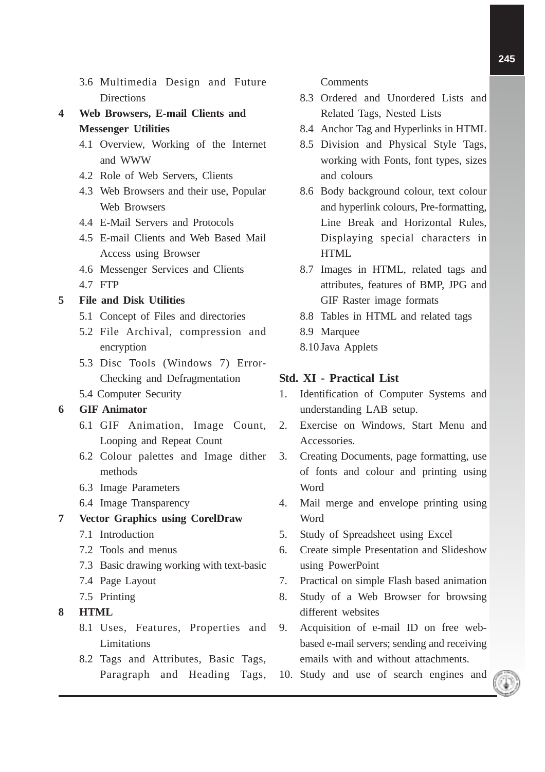- 3.6 Multimedia Design and Future Directions

**4 Web Browsers, E-mail Clients and Messenger Utilities**

- 4.1 Overview, Working of the Internet and WWW
- 4.2 Role of Web Servers, Clients
- 4.3 Web Browsers and their use, Popular Web Browsers
- 4.4 E-Mail Servers and Protocols
- 4.5 E-mail Clients and Web Based Mail Access using Browser
- 4.6 Messenger Services and Clients
- 4.7 FTP

**5 File and Disk Utilities**

- 5.1 Concept of Files and directories
- 5.2 File Archival, compression and encryption
- 5.3 Disc Tools (Windows 7) Error-Checking and Defragmentation
- 5.4 Computer Security

**6 GIF Animator**

- 6.1 GIF Animation, Image Count, Looping and Repeat Count
- 6.2 Colour palettes and Image dither methods
- 6.3 Image Parameters
- 6.4 Image Transparency

**7 Vector Graphics using CorelDraw**

- 7.1 Introduction
- 7.2 Tools and menus
- 7.3 Basic drawing working with text-basic
- 7.4 Page Layout
- 7.5 Printing

**8 HTML**

- 8.1 Uses, Features, Properties and Limitations
- 8.2 Tags and Attributes, Basic Tags, Paragraph and Heading Tags, Comments
- 8.3 Ordered and Unordered Lists and Related Tags, Nested Lists
- 8.4 Anchor Tag and Hyperlinks in HTML
- 8.5 Division and Physical Style Tags, working with Fonts, font types, sizes and colours
- 8.6 Body background colour, text colour and hyperlink colours, Pre-formatting, Line Break and Horizontal Rules, Displaying special characters in HTML
- 8.7 Images in HTML, related tags and attributes, features of BMP, JPG and GIF Raster image formats
- 8.8 Tables in HTML and related tags
- 8.9 Marquee
- 8.10 Java Applets

## Std. XI - Practical List

1. Identification of Computer Systems and understanding LAB setup.
2. Exercise on Windows, Start Menu and Accessories.
3. Creating Documents, page formatting, use of fonts and colour and printing using Word
4. Mail merge and envelope printing using Word
5. Study of Spreadsheet using Excel
6. Create simple Presentation and Slideshow using PowerPoint
7. Practical on simple Flash based animation
8. Study of a Web Browser for browsing different websites
9. Acquisition of e-mail ID on free web-based e-mail servers; sending and receiving emails with and without attachments.
10. Study and use of search engines and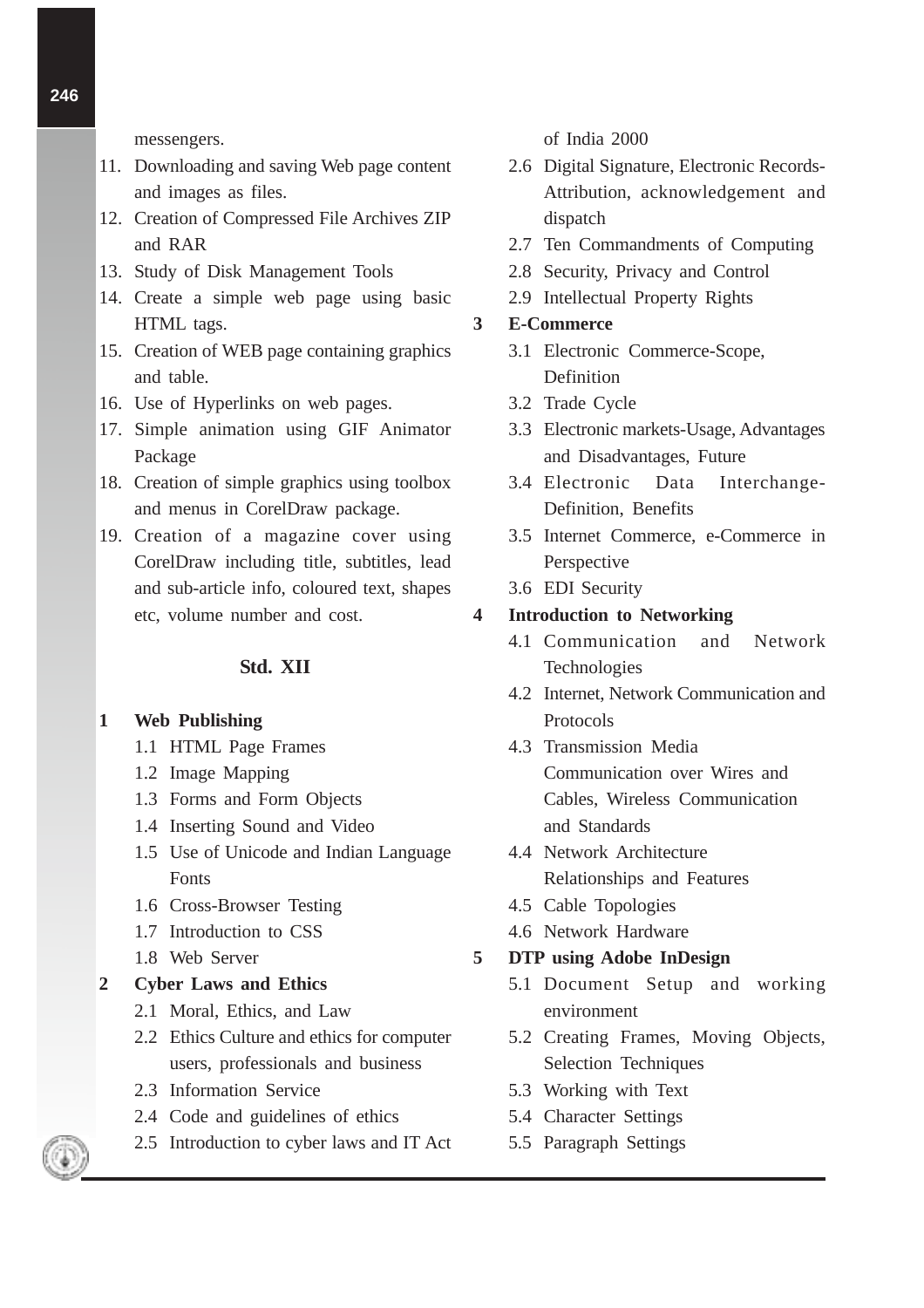messengers.

11. Downloading and saving Web page content and images as files.
12. Creation of Compressed File Archives ZIP and RAR
13. Study of Disk Management Tools
14. Create a simple web page using basic HTML tags.
15. Creation of WEB page containing graphics and table.
16. Use of Hyperlinks on web pages.
17. Simple animation using GIF Animator Package
18. Creation of simple graphics using toolbox and menus in CorelDraw package.
19. Creation of a magazine cover using CorelDraw including title, subtitles, lead and sub-article info, coloured text, shapes etc, volume number and cost.

## Std. XII

**1 Web Publishing**

- 1.1 HTML Page Frames
- 1.2 Image Mapping
- 1.3 Forms and Form Objects
- 1.4 Inserting Sound and Video
- 1.5 Use of Unicode and Indian Language Fonts
- 1.6 Cross-Browser Testing
- 1.7 Introduction to CSS
- 1.8 Web Server

**2 Cyber Laws and Ethics**

- 2.1 Moral, Ethics, and Law
- 2.2 Ethics Culture and ethics for computer users, professionals and business
- 2.3 Information Service
- 2.4 Code and guidelines of ethics
- 2.5 Introduction to cyber laws and IT Act of India 2000
- 2.6 Digital Signature, Electronic Records-Attribution, acknowledgement and dispatch
- 2.7 Ten Commandments of Computing
- 2.8 Security, Privacy and Control
- 2.9 Intellectual Property Rights

**3 E-Commerce**

- 3.1 Electronic Commerce-Scope, Definition
- 3.2 Trade Cycle
- 3.3 Electronic markets-Usage, Advantages and Disadvantages, Future
- 3.4 Electronic Data Interchange-Definition, Benefits
- 3.5 Internet Commerce, e-Commerce in Perspective
- 3.6 EDI Security

**4 Introduction to Networking**

- 4.1 Communication and Network Technologies
- 4.2 Internet, Network Communication and Protocols
- 4.3 Transmission Media Communication over Wires and Cables, Wireless Communication and Standards
- 4.4 Network Architecture Relationships and Features
- 4.5 Cable Topologies
- 4.6 Network Hardware

**5 DTP using Adobe InDesign**

- 5.1 Document Setup and working environment
- 5.2 Creating Frames, Moving Objects, Selection Techniques
- 5.3 Working with Text
- 5.4 Character Settings
- 5.5 Paragraph Settings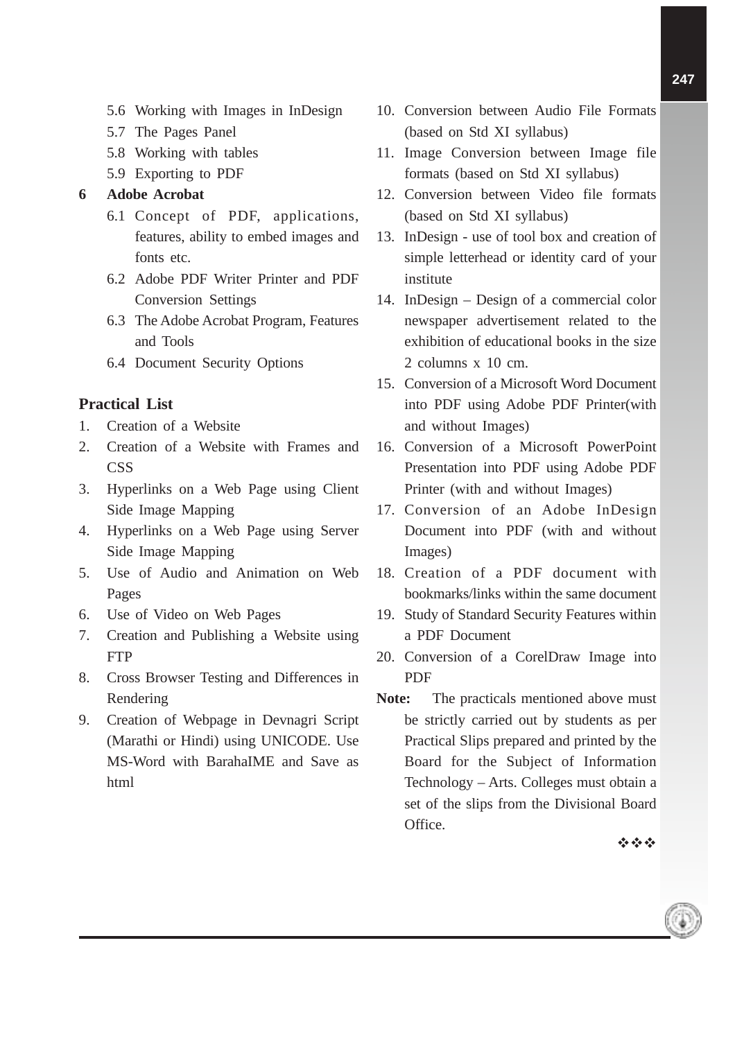- 5.6 Working with Images in InDesign
- 5.7 The Pages Panel
- 5.8 Working with tables
- 5.9 Exporting to PDF

**6 Adobe Acrobat**

- 6.1 Concept of PDF, applications, features, ability to embed images and fonts etc.
- 6.2 Adobe PDF Writer Printer and PDF Conversion Settings
- 6.3 The Adobe Acrobat Program, Features and Tools
- 6.4 Document Security Options

### Practical List

1. Creation of a Website
2. Creation of a Website with Frames and CSS
3. Hyperlinks on a Web Page using Client Side Image Mapping
4. Hyperlinks on a Web Page using Server Side Image Mapping
5. Use of Audio and Animation on Web Pages
6. Use of Video on Web Pages
7. Creation and Publishing a Website using FTP
8. Cross Browser Testing and Differences in Rendering
9. Creation of Webpage in Devnagri Script (Marathi or Hindi) using UNICODE. Use MS-Word with BarahaIME and Save as html
10. Conversion between Audio File Formats (based on Std XI syllabus)
11. Image Conversion between Image file formats (based on Std XI syllabus)
12. Conversion between Video file formats (based on Std XI syllabus)
13. InDesign - use of tool box and creation of simple letterhead or identity card of your institute
14. InDesign – Design of a commercial color newspaper advertisement related to the exhibition of educational books in the size 2 columns x 10 cm.
15. Conversion of a Microsoft Word Document into PDF using Adobe PDF Printer(with and without Images)
16. Conversion of a Microsoft PowerPoint Presentation into PDF using Adobe PDF Printer (with and without Images)
17. Conversion of an Adobe InDesign Document into PDF (with and without Images)
18. Creation of a PDF document with bookmarks/links within the same document
19. Study of Standard Security Features within a PDF Document
20. Conversion of a CorelDraw Image into PDF

**Note:** The practicals mentioned above must be strictly carried out by students as per Practical Slips prepared and printed by the Board for the Subject of Information Technology – Arts. Colleges must obtain a set of the slips from the Divisional Board Office.

❖❖❖